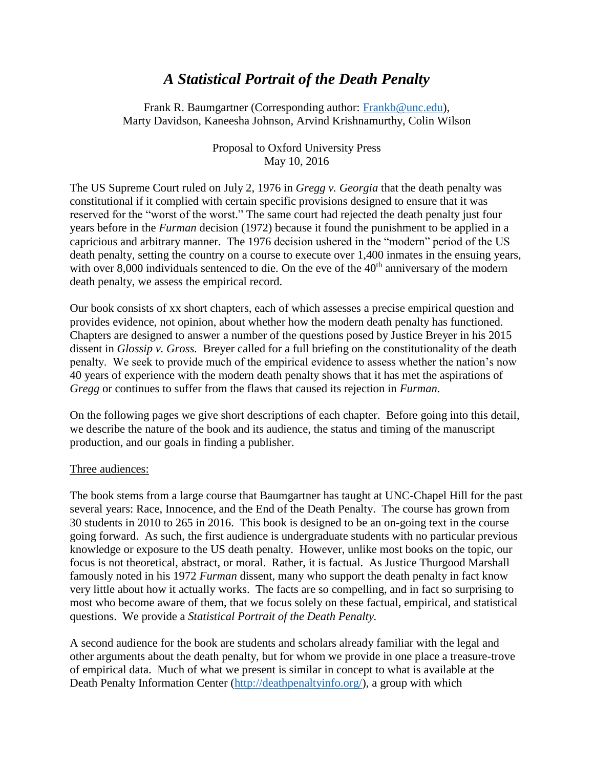# *A Statistical Portrait of the Death Penalty*

Frank R. Baumgartner (Corresponding author: Frankb@unc.edu),
Marty Davidson, Kaneesha Johnson, Arvind Krishnamurthy, Colin Wilson

Proposal to Oxford University Press
May 10, 2016

The US Supreme Court ruled on July 2, 1976 in *Gregg v. Georgia* that the death penalty was constitutional if it complied with certain specific provisions designed to ensure that it was reserved for the "worst of the worst." The same court had rejected the death penalty just four years before in the *Furman* decision (1972) because it found the punishment to be applied in a capricious and arbitrary manner. The 1976 decision ushered in the "modern" period of the US death penalty, setting the country on a course to execute over 1,400 inmates in the ensuing years, with over 8,000 individuals sentenced to die. On the eve of the 40th anniversary of the modern death penalty, we assess the empirical record.

Our book consists of xx short chapters, each of which assesses a precise empirical question and provides evidence, not opinion, about whether how the modern death penalty has functioned. Chapters are designed to answer a number of the questions posed by Justice Breyer in his 2015 dissent in *Glossip v. Gross.* Breyer called for a full briefing on the constitutionality of the death penalty. We seek to provide much of the empirical evidence to assess whether the nation's now 40 years of experience with the modern death penalty shows that it has met the aspirations of *Gregg* or continues to suffer from the flaws that caused its rejection in *Furman.*

On the following pages we give short descriptions of each chapter. Before going into this detail, we describe the nature of the book and its audience, the status and timing of the manuscript production, and our goals in finding a publisher.

## Three audiences:

The book stems from a large course that Baumgartner has taught at UNC-Chapel Hill for the past several years: Race, Innocence, and the End of the Death Penalty. The course has grown from 30 students in 2010 to 265 in 2016. This book is designed to be an on-going text in the course going forward. As such, the first audience is undergraduate students with no particular previous knowledge or exposure to the US death penalty. However, unlike most books on the topic, our focus is not theoretical, abstract, or moral. Rather, it is factual. As Justice Thurgood Marshall famously noted in his 1972 *Furman* dissent, many who support the death penalty in fact know very little about how it actually works. The facts are so compelling, and in fact so surprising to most who become aware of them, that we focus solely on these factual, empirical, and statistical questions. We provide a *Statistical Portrait of the Death Penalty.*

A second audience for the book are students and scholars already familiar with the legal and other arguments about the death penalty, but for whom we provide in one place a treasure-trove of empirical data. Much of what we present is similar in concept to what is available at the Death Penalty Information Center (http://deathpenaltyinfo.org/), a group with which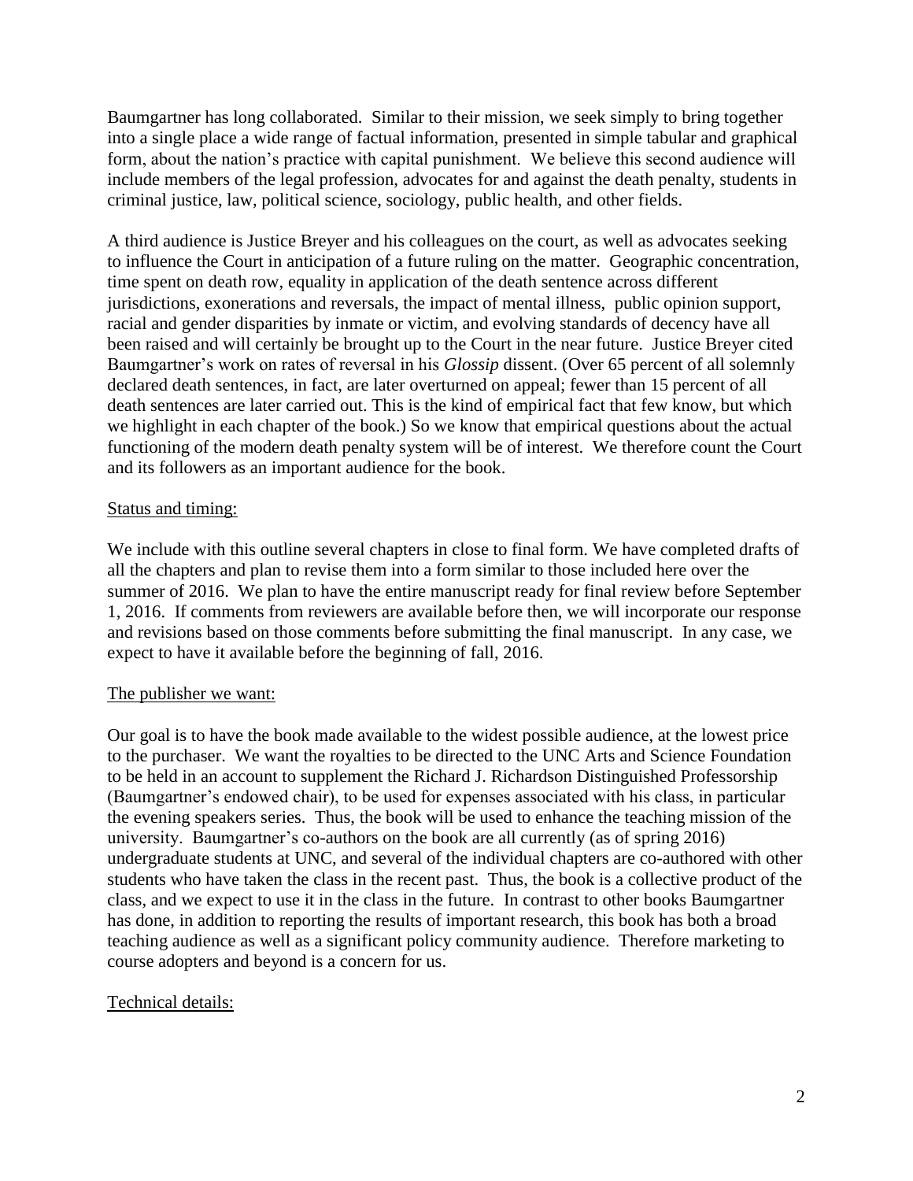Baumgartner has long collaborated. Similar to their mission, we seek simply to bring together into a single place a wide range of factual information, presented in simple tabular and graphical form, about the nation's practice with capital punishment. We believe this second audience will include members of the legal profession, advocates for and against the death penalty, students in criminal justice, law, political science, sociology, public health, and other fields.

A third audience is Justice Breyer and his colleagues on the court, as well as advocates seeking to influence the Court in anticipation of a future ruling on the matter. Geographic concentration, time spent on death row, equality in application of the death sentence across different jurisdictions, exonerations and reversals, the impact of mental illness, public opinion support, racial and gender disparities by inmate or victim, and evolving standards of decency have all been raised and will certainly be brought up to the Court in the near future. Justice Breyer cited Baumgartner's work on rates of reversal in his *Glossip* dissent. (Over 65 percent of all solemnly declared death sentences, in fact, are later overturned on appeal; fewer than 15 percent of all death sentences are later carried out. This is the kind of empirical fact that few know, but which we highlight in each chapter of the book.) So we know that empirical questions about the actual functioning of the modern death penalty system will be of interest. We therefore count the Court and its followers as an important audience for the book.

Status and timing:

We include with this outline several chapters in close to final form. We have completed drafts of all the chapters and plan to revise them into a form similar to those included here over the summer of 2016. We plan to have the entire manuscript ready for final review before September 1, 2016. If comments from reviewers are available before then, we will incorporate our response and revisions based on those comments before submitting the final manuscript. In any case, we expect to have it available before the beginning of fall, 2016.

The publisher we want:

Our goal is to have the book made available to the widest possible audience, at the lowest price to the purchaser. We want the royalties to be directed to the UNC Arts and Science Foundation to be held in an account to supplement the Richard J. Richardson Distinguished Professorship (Baumgartner's endowed chair), to be used for expenses associated with his class, in particular the evening speakers series. Thus, the book will be used to enhance the teaching mission of the university. Baumgartner's co-authors on the book are all currently (as of spring 2016) undergraduate students at UNC, and several of the individual chapters are co-authored with other students who have taken the class in the recent past. Thus, the book is a collective product of the class, and we expect to use it in the class in the future. In contrast to other books Baumgartner has done, in addition to reporting the results of important research, this book has both a broad teaching audience as well as a significant policy community audience. Therefore marketing to course adopters and beyond is a concern for us.

Technical details: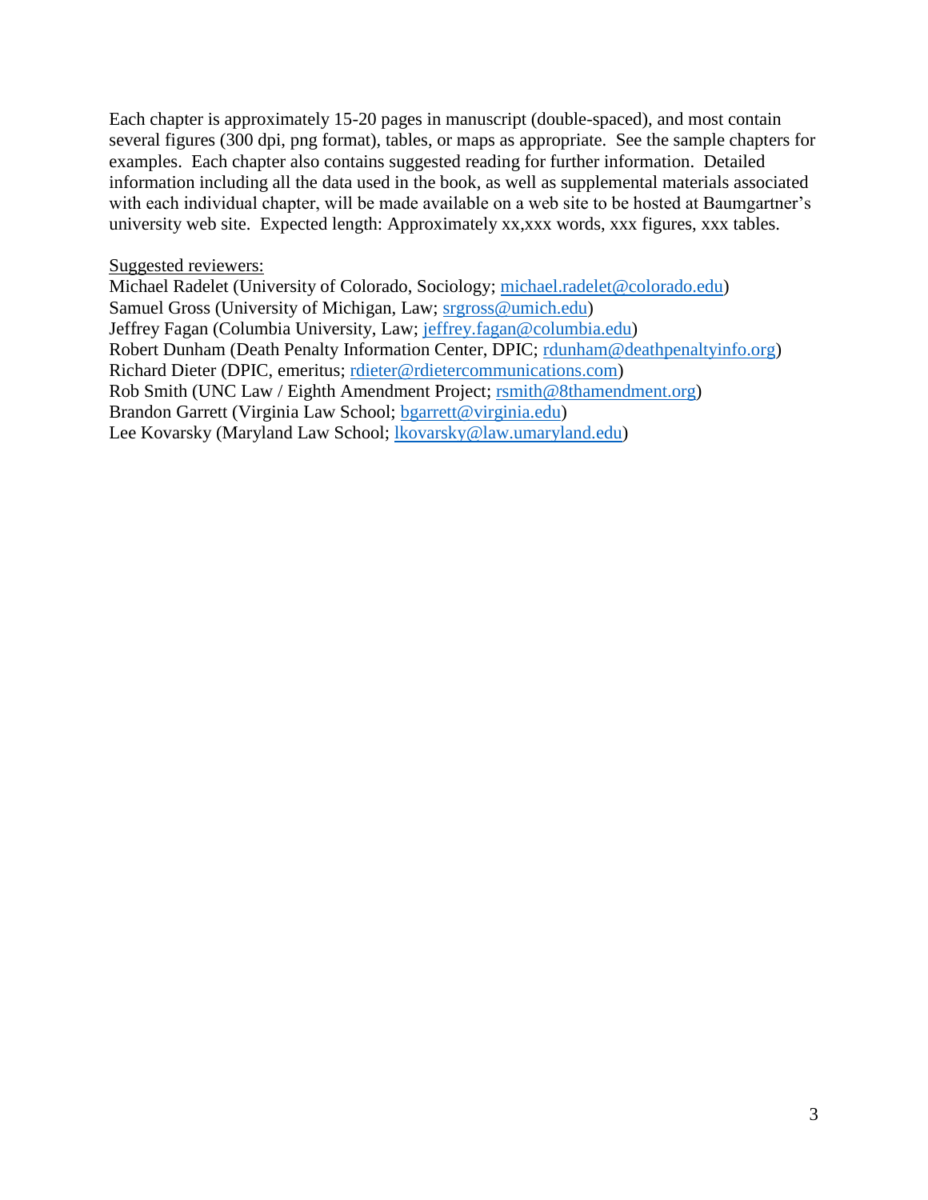Each chapter is approximately 15-20 pages in manuscript (double-spaced), and most contain several figures (300 dpi, png format), tables, or maps as appropriate. See the sample chapters for examples. Each chapter also contains suggested reading for further information. Detailed information including all the data used in the book, as well as supplemental materials associated with each individual chapter, will be made available on a web site to be hosted at Baumgartner's university web site. Expected length: Approximately xx,xxx words, xxx figures, xxx tables.

Suggested reviewers:

Michael Radelet (University of Colorado, Sociology; michael.radelet@colorado.edu)
Samuel Gross (University of Michigan, Law; srgross@umich.edu)
Jeffrey Fagan (Columbia University, Law; jeffrey.fagan@columbia.edu)
Robert Dunham (Death Penalty Information Center, DPIC; rdunham@deathpenaltyinfo.org)
Richard Dieter (DPIC, emeritus; rdieter@rdietercommunications.com)
Rob Smith (UNC Law / Eighth Amendment Project; rsmith@8thamendment.org)
Brandon Garrett (Virginia Law School; bgarrett@virginia.edu)
Lee Kovarsky (Maryland Law School; lkovarsky@law.umaryland.edu)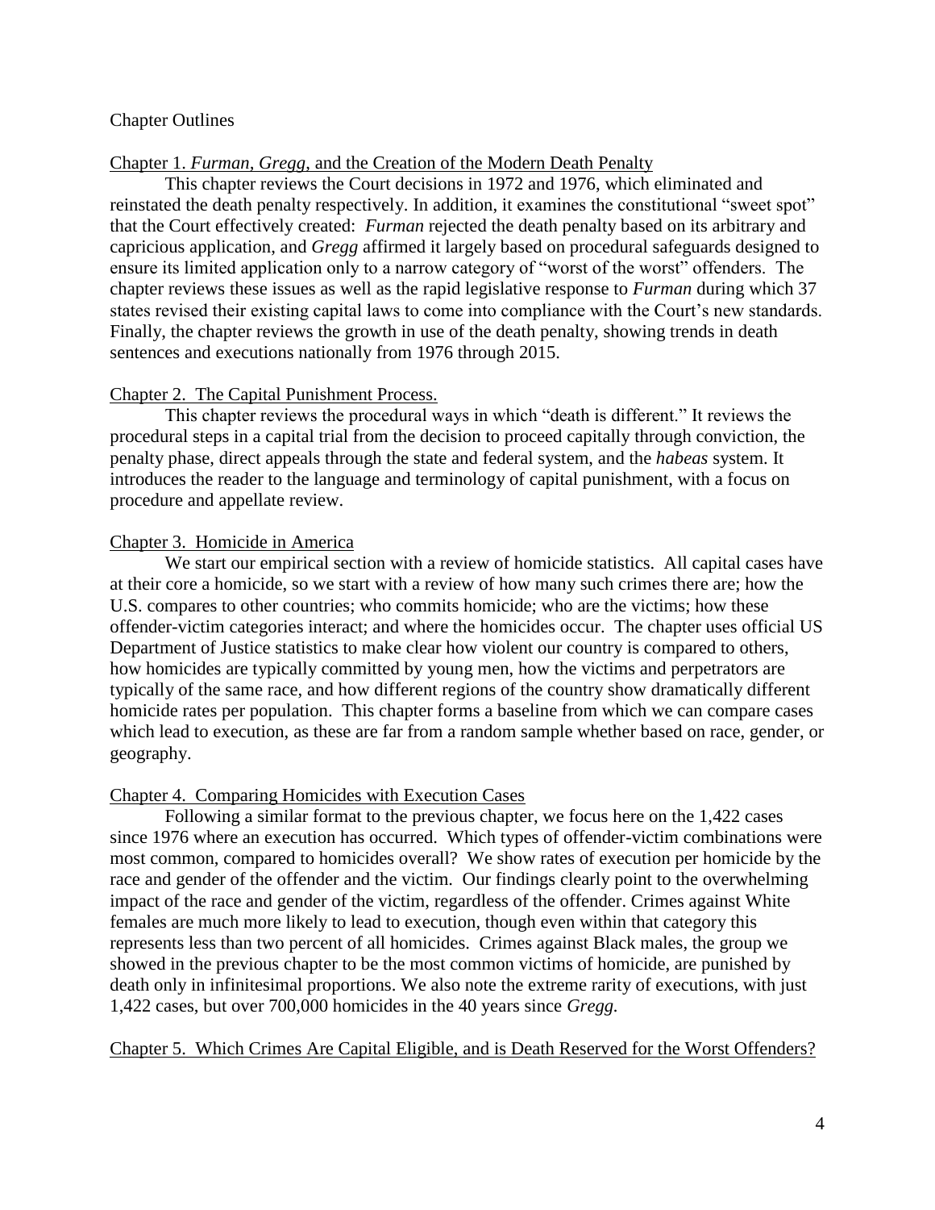Chapter Outlines

## Chapter 1. *Furman*, *Gregg*, and the Creation of the Modern Death Penalty

This chapter reviews the Court decisions in 1972 and 1976, which eliminated and reinstated the death penalty respectively. In addition, it examines the constitutional "sweet spot" that the Court effectively created: *Furman* rejected the death penalty based on its arbitrary and capricious application, and *Gregg* affirmed it largely based on procedural safeguards designed to ensure its limited application only to a narrow category of "worst of the worst" offenders. The chapter reviews these issues as well as the rapid legislative response to *Furman* during which 37 states revised their existing capital laws to come into compliance with the Court's new standards. Finally, the chapter reviews the growth in use of the death penalty, showing trends in death sentences and executions nationally from 1976 through 2015.

## Chapter 2. The Capital Punishment Process.

This chapter reviews the procedural ways in which "death is different." It reviews the procedural steps in a capital trial from the decision to proceed capitally through conviction, the penalty phase, direct appeals through the state and federal system, and the *habeas* system. It introduces the reader to the language and terminology of capital punishment, with a focus on procedure and appellate review.

## Chapter 3. Homicide in America

We start our empirical section with a review of homicide statistics. All capital cases have at their core a homicide, so we start with a review of how many such crimes there are; how the U.S. compares to other countries; who commits homicide; who are the victims; how these offender-victim categories interact; and where the homicides occur. The chapter uses official US Department of Justice statistics to make clear how violent our country is compared to others, how homicides are typically committed by young men, how the victims and perpetrators are typically of the same race, and how different regions of the country show dramatically different homicide rates per population. This chapter forms a baseline from which we can compare cases which lead to execution, as these are far from a random sample whether based on race, gender, or geography.

## Chapter 4. Comparing Homicides with Execution Cases

Following a similar format to the previous chapter, we focus here on the 1,422 cases since 1976 where an execution has occurred. Which types of offender-victim combinations were most common, compared to homicides overall? We show rates of execution per homicide by the race and gender of the offender and the victim. Our findings clearly point to the overwhelming impact of the race and gender of the victim, regardless of the offender. Crimes against White females are much more likely to lead to execution, though even within that category this represents less than two percent of all homicides. Crimes against Black males, the group we showed in the previous chapter to be the most common victims of homicide, are punished by death only in infinitesimal proportions. We also note the extreme rarity of executions, with just 1,422 cases, but over 700,000 homicides in the 40 years since *Gregg.*

## Chapter 5. Which Crimes Are Capital Eligible, and is Death Reserved for the Worst Offenders?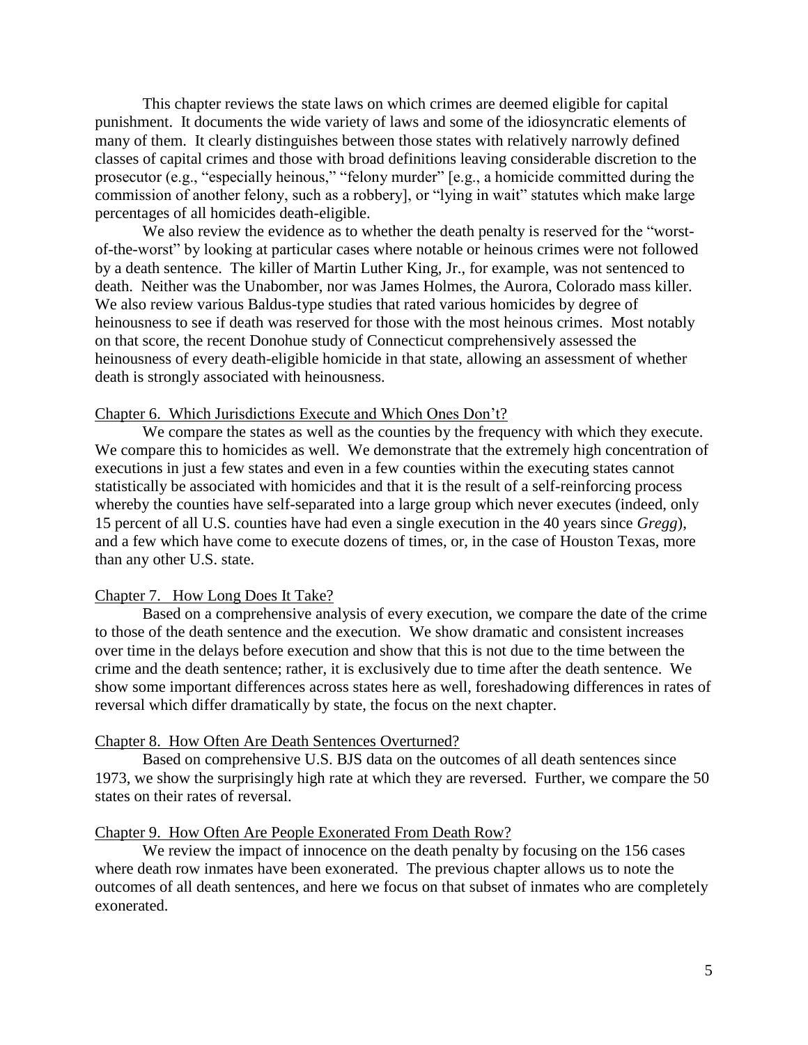This chapter reviews the state laws on which crimes are deemed eligible for capital punishment. It documents the wide variety of laws and some of the idiosyncratic elements of many of them. It clearly distinguishes between those states with relatively narrowly defined classes of capital crimes and those with broad definitions leaving considerable discretion to the prosecutor (e.g., "especially heinous," "felony murder" [e.g., a homicide committed during the commission of another felony, such as a robbery], or "lying in wait" statutes which make large percentages of all homicides death-eligible.

We also review the evidence as to whether the death penalty is reserved for the "worst-of-the-worst" by looking at particular cases where notable or heinous crimes were not followed by a death sentence. The killer of Martin Luther King, Jr., for example, was not sentenced to death. Neither was the Unabomber, nor was James Holmes, the Aurora, Colorado mass killer. We also review various Baldus-type studies that rated various homicides by degree of heinousness to see if death was reserved for those with the most heinous crimes. Most notably on that score, the recent Donohue study of Connecticut comprehensively assessed the heinousness of every death-eligible homicide in that state, allowing an assessment of whether death is strongly associated with heinousness.

## Chapter 6. Which Jurisdictions Execute and Which Ones Don't?

We compare the states as well as the counties by the frequency with which they execute. We compare this to homicides as well. We demonstrate that the extremely high concentration of executions in just a few states and even in a few counties within the executing states cannot statistically be associated with homicides and that it is the result of a self-reinforcing process whereby the counties have self-separated into a large group which never executes (indeed, only 15 percent of all U.S. counties have had even a single execution in the 40 years since *Gregg*), and a few which have come to execute dozens of times, or, in the case of Houston Texas, more than any other U.S. state.

## Chapter 7. How Long Does It Take?

Based on a comprehensive analysis of every execution, we compare the date of the crime to those of the death sentence and the execution. We show dramatic and consistent increases over time in the delays before execution and show that this is not due to the time between the crime and the death sentence; rather, it is exclusively due to time after the death sentence. We show some important differences across states here as well, foreshadowing differences in rates of reversal which differ dramatically by state, the focus on the next chapter.

## Chapter 8. How Often Are Death Sentences Overturned?

Based on comprehensive U.S. BJS data on the outcomes of all death sentences since 1973, we show the surprisingly high rate at which they are reversed. Further, we compare the 50 states on their rates of reversal.

## Chapter 9. How Often Are People Exonerated From Death Row?

We review the impact of innocence on the death penalty by focusing on the 156 cases where death row inmates have been exonerated. The previous chapter allows us to note the outcomes of all death sentences, and here we focus on that subset of inmates who are completely exonerated.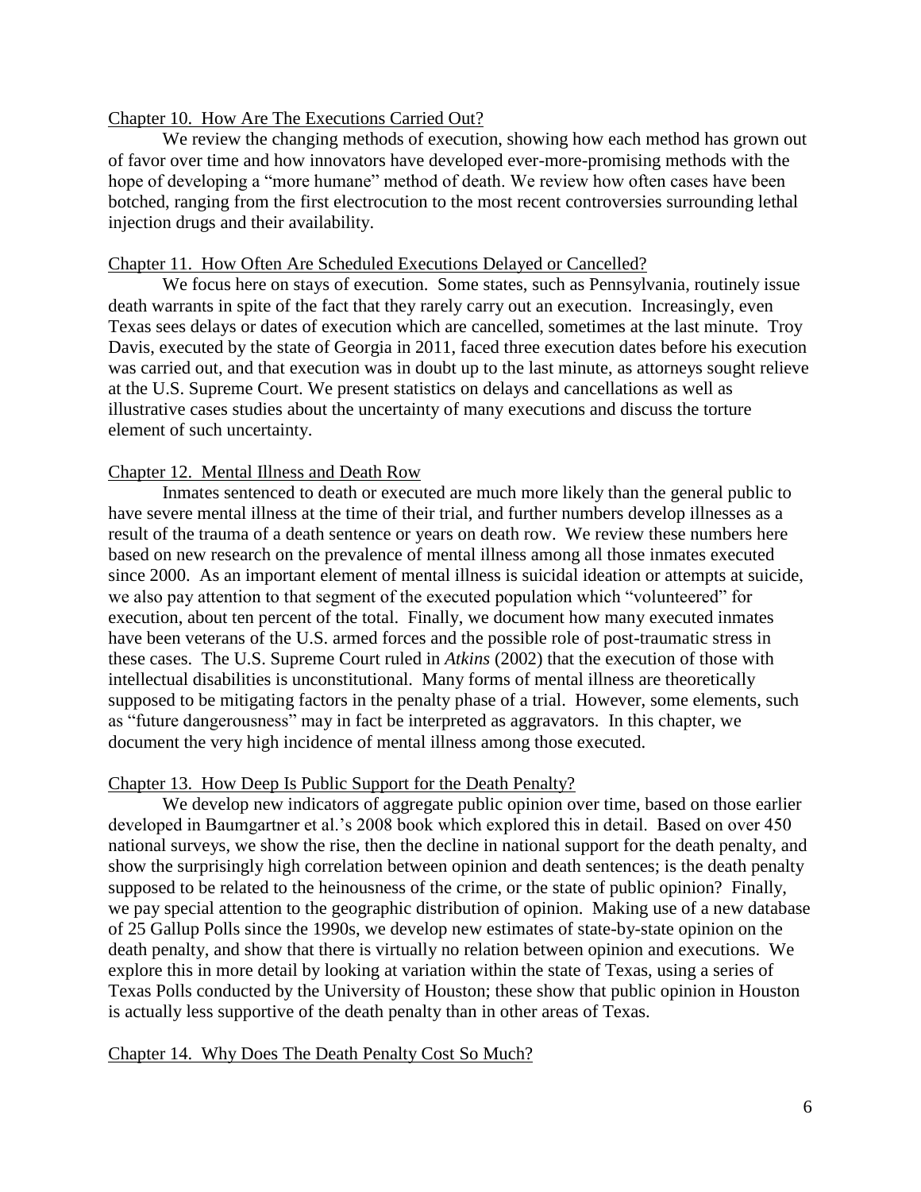Chapter 10. How Are The Executions Carried Out?

We review the changing methods of execution, showing how each method has grown out of favor over time and how innovators have developed ever-more-promising methods with the hope of developing a "more humane" method of death. We review how often cases have been botched, ranging from the first electrocution to the most recent controversies surrounding lethal injection drugs and their availability.

Chapter 11. How Often Are Scheduled Executions Delayed or Cancelled?

We focus here on stays of execution. Some states, such as Pennsylvania, routinely issue death warrants in spite of the fact that they rarely carry out an execution. Increasingly, even Texas sees delays or dates of execution which are cancelled, sometimes at the last minute. Troy Davis, executed by the state of Georgia in 2011, faced three execution dates before his execution was carried out, and that execution was in doubt up to the last minute, as attorneys sought relieve at the U.S. Supreme Court. We present statistics on delays and cancellations as well as illustrative cases studies about the uncertainty of many executions and discuss the torture element of such uncertainty.

Chapter 12. Mental Illness and Death Row

Inmates sentenced to death or executed are much more likely than the general public to have severe mental illness at the time of their trial, and further numbers develop illnesses as a result of the trauma of a death sentence or years on death row. We review these numbers here based on new research on the prevalence of mental illness among all those inmates executed since 2000. As an important element of mental illness is suicidal ideation or attempts at suicide, we also pay attention to that segment of the executed population which "volunteered" for execution, about ten percent of the total. Finally, we document how many executed inmates have been veterans of the U.S. armed forces and the possible role of post-traumatic stress in these cases. The U.S. Supreme Court ruled in *Atkins* (2002) that the execution of those with intellectual disabilities is unconstitutional. Many forms of mental illness are theoretically supposed to be mitigating factors in the penalty phase of a trial. However, some elements, such as "future dangerousness" may in fact be interpreted as aggravators. In this chapter, we document the very high incidence of mental illness among those executed.

Chapter 13. How Deep Is Public Support for the Death Penalty?

We develop new indicators of aggregate public opinion over time, based on those earlier developed in Baumgartner et al.'s 2008 book which explored this in detail. Based on over 450 national surveys, we show the rise, then the decline in national support for the death penalty, and show the surprisingly high correlation between opinion and death sentences; is the death penalty supposed to be related to the heinousness of the crime, or the state of public opinion? Finally, we pay special attention to the geographic distribution of opinion. Making use of a new database of 25 Gallup Polls since the 1990s, we develop new estimates of state-by-state opinion on the death penalty, and show that there is virtually no relation between opinion and executions. We explore this in more detail by looking at variation within the state of Texas, using a series of Texas Polls conducted by the University of Houston; these show that public opinion in Houston is actually less supportive of the death penalty than in other areas of Texas.

Chapter 14. Why Does The Death Penalty Cost So Much?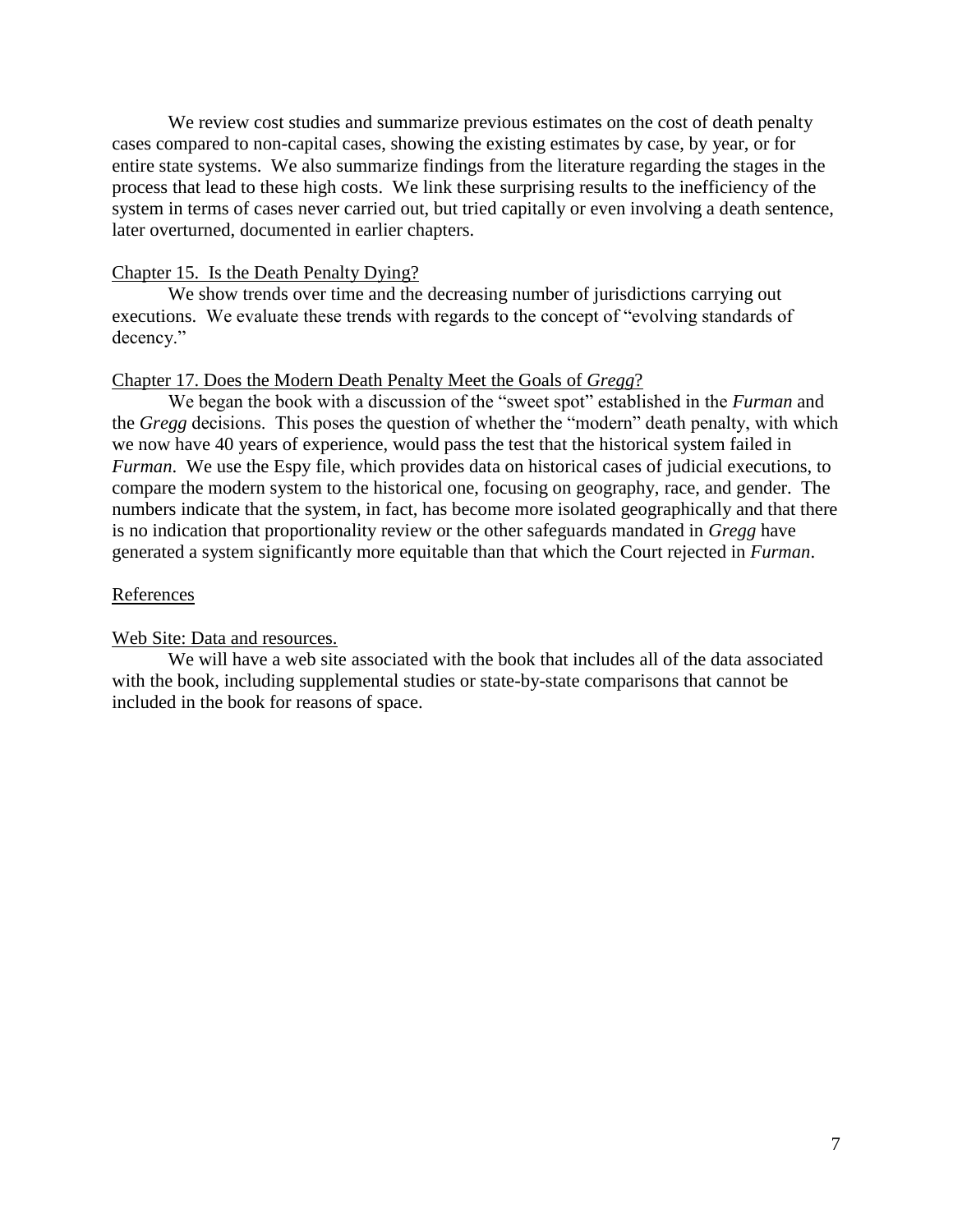We review cost studies and summarize previous estimates on the cost of death penalty cases compared to non-capital cases, showing the existing estimates by case, by year, or for entire state systems. We also summarize findings from the literature regarding the stages in the process that lead to these high costs. We link these surprising results to the inefficiency of the system in terms of cases never carried out, but tried capitally or even involving a death sentence, later overturned, documented in earlier chapters.

Chapter 15. Is the Death Penalty Dying?

We show trends over time and the decreasing number of jurisdictions carrying out executions. We evaluate these trends with regards to the concept of "evolving standards of decency."

Chapter 17. Does the Modern Death Penalty Meet the Goals of *Gregg*?

We began the book with a discussion of the "sweet spot" established in the *Furman* and the *Gregg* decisions. This poses the question of whether the "modern" death penalty, with which we now have 40 years of experience, would pass the test that the historical system failed in *Furman*. We use the Espy file, which provides data on historical cases of judicial executions, to compare the modern system to the historical one, focusing on geography, race, and gender. The numbers indicate that the system, in fact, has become more isolated geographically and that there is no indication that proportionality review or the other safeguards mandated in *Gregg* have generated a system significantly more equitable than that which the Court rejected in *Furman*.

References

Web Site: Data and resources.

We will have a web site associated with the book that includes all of the data associated with the book, including supplemental studies or state-by-state comparisons that cannot be included in the book for reasons of space.